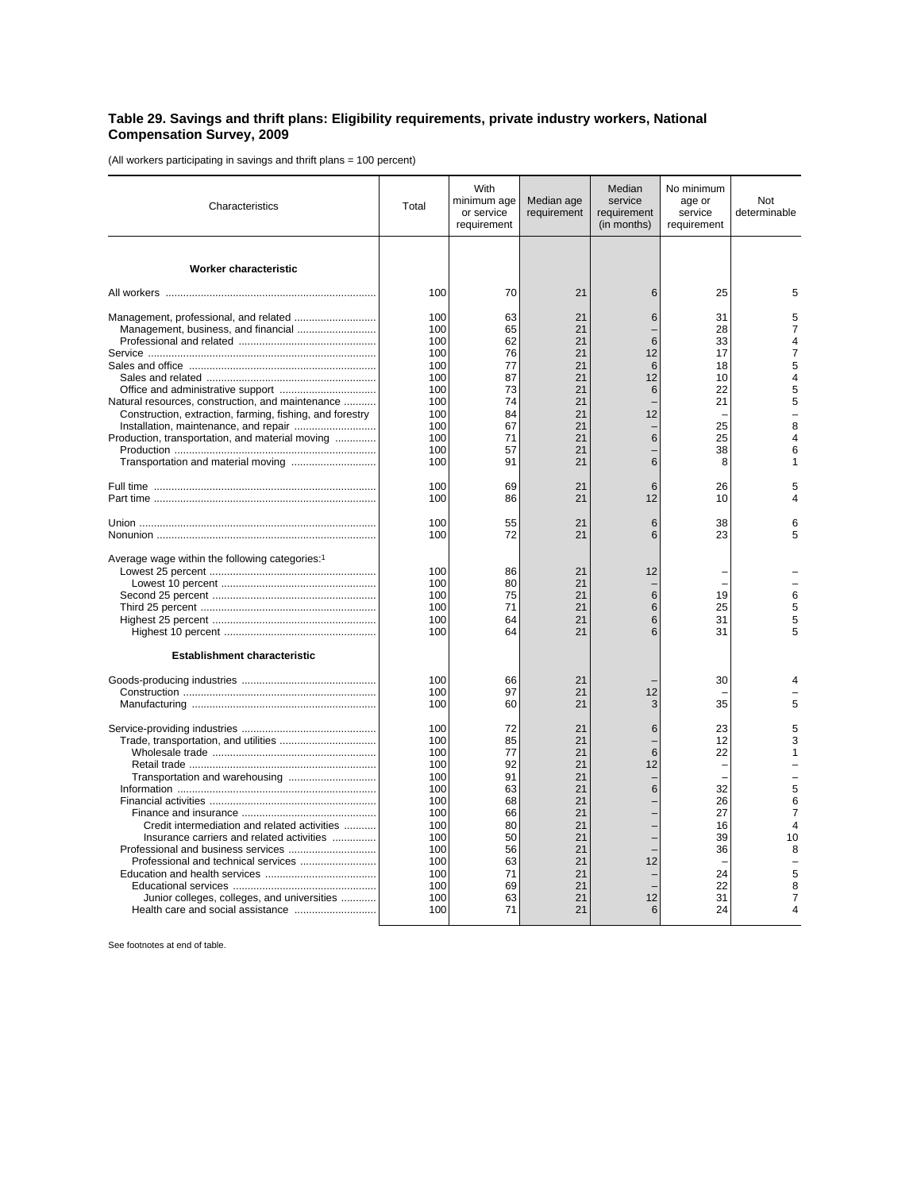## Table 29. Savings and thrift plans: Eligibility requirements, private industry workers, National Compensation Survey, 2009

(All workers participating in savings and thrift plans = 100 percent)

| Characteristics | Total | With minimum age or service requirement | Median age requirement | Median service requirement (in months) | No minimum age or service requirement | Not determinable |
|---|---|---|---|---|---|---|
| **Worker characteristic** | | | | | | |
| All workers | 100 | 70 | 21 | 6 | 25 | 5 |
| Management, professional, and related | 100 | 63 | 21 | 6 | 31 | 5 |
| Management, business, and financial | 100 | 65 | 21 | – | 28 | 7 |
| Professional and related | 100 | 62 | 21 | 6 | 33 | 4 |
| Service | 100 | 76 | 21 | 12 | 17 | 7 |
| Sales and office | 100 | 77 | 21 | 6 | 18 | 5 |
| Sales and related | 100 | 87 | 21 | 12 | 10 | 4 |
| Office and administrative support | 100 | 73 | 21 | 6 | 22 | 5 |
| Natural resources, construction, and maintenance | 100 | 74 | 21 | – | 21 | 5 |
| Construction, extraction, farming, fishing, and forestry | 100 | 84 | 21 | 12 | – | – |
| Installation, maintenance, and repair | 100 | 67 | 21 | – | 25 | 8 |
| Production, transportation, and material moving | 100 | 71 | 21 | 6 | 25 | 4 |
| Production | 100 | 57 | 21 | – | 38 | 6 |
| Transportation and material moving | 100 | 91 | 21 | 6 | 8 | 1 |
| Full time | 100 | 69 | 21 | 6 | 26 | 5 |
| Part time | 100 | 86 | 21 | 12 | 10 | 4 |
| Union | 100 | 55 | 21 | 6 | 38 | 6 |
| Nonunion | 100 | 72 | 21 | 6 | 23 | 5 |
| Average wage within the following categories:[1] | | | | | | |
| Lowest 25 percent | 100 | 86 | 21 | 12 | – | – |
| Lowest 10 percent | 100 | 80 | 21 | – | – | – |
| Second 25 percent | 100 | 75 | 21 | 6 | 19 | 6 |
| Third 25 percent | 100 | 71 | 21 | 6 | 25 | 5 |
| Highest 25 percent | 100 | 64 | 21 | 6 | 31 | 5 |
| Highest 10 percent | 100 | 64 | 21 | 6 | 31 | 5 |
| **Establishment characteristic** | | | | | | |
| Goods-producing industries | 100 | 66 | 21 | – | 30 | 4 |
| Construction | 100 | 97 | 21 | 12 | – | – |
| Manufacturing | 100 | 60 | 21 | 3 | 35 | 5 |
| Service-providing industries | 100 | 72 | 21 | 6 | 23 | 5 |
| Trade, transportation, and utilities | 100 | 85 | 21 | – | 12 | 3 |
| Wholesale trade | 100 | 77 | 21 | 6 | 22 | 1 |
| Retail trade | 100 | 92 | 21 | 12 | – | – |
| Transportation and warehousing | 100 | 91 | 21 | – | – | – |
| Information | 100 | 63 | 21 | 6 | 32 | 5 |
| Financial activities | 100 | 68 | 21 | – | 26 | 6 |
| Finance and insurance | 100 | 66 | 21 | – | 27 | 7 |
| Credit intermediation and related activities | 100 | 80 | 21 | – | 16 | 4 |
| Insurance carriers and related activities | 100 | 50 | 21 | – | 39 | 10 |
| Professional and business services | 100 | 56 | 21 | – | 36 | 8 |
| Professional and technical services | 100 | 63 | 21 | 12 | – | – |
| Education and health services | 100 | 71 | 21 | – | 24 | 5 |
| Educational services | 100 | 69 | 21 | – | 22 | 8 |
| Junior colleges, colleges, and universities | 100 | 63 | 21 | 12 | 31 | 7 |
| Health care and social assistance | 100 | 71 | 21 | 6 | 24 | 4 |

See footnotes at end of table.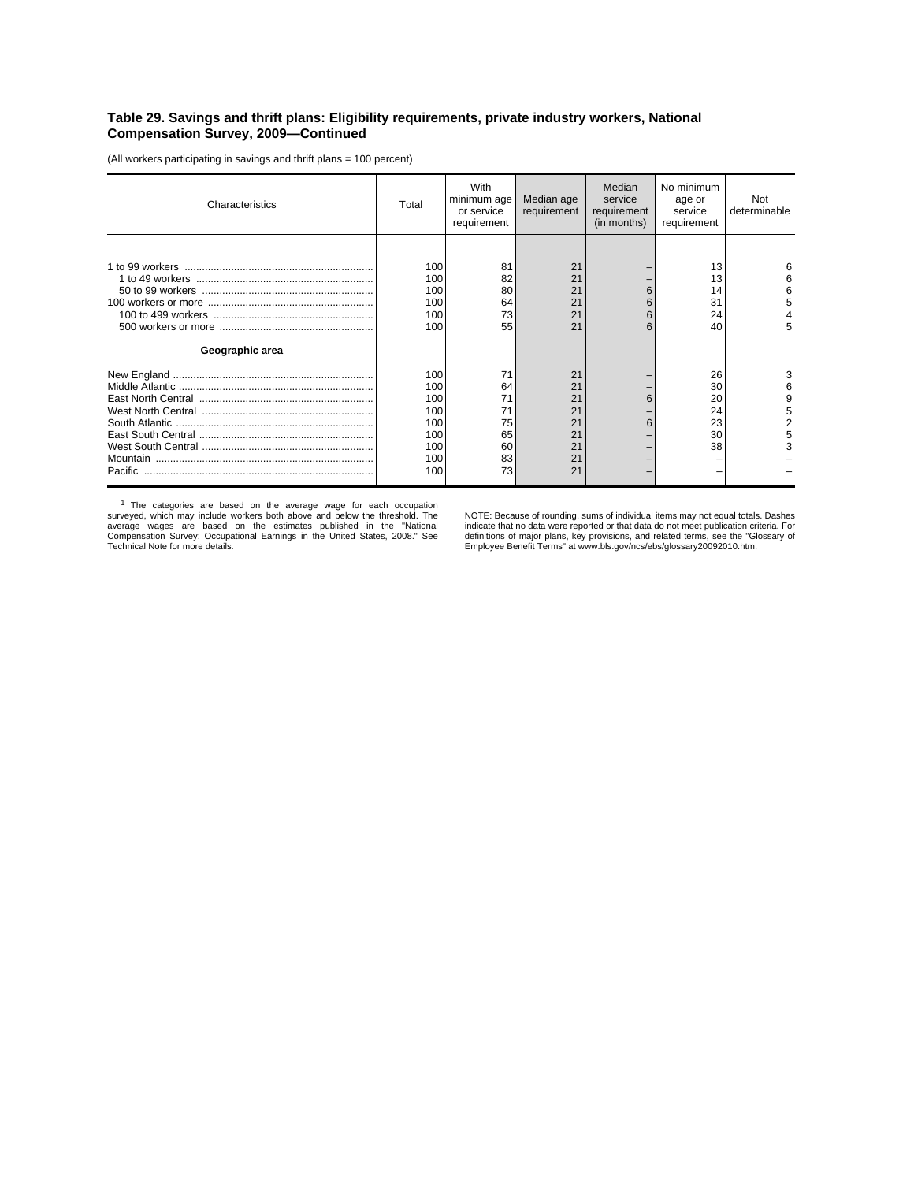**Table 29. Savings and thrift plans: Eligibility requirements, private industry workers, National Compensation Survey, 2009—Continued**

(All workers participating in savings and thrift plans = 100 percent)

| Characteristics | Total | With minimum age or service requirement | Median age requirement | Median service requirement (in months) | No minimum age or service requirement | Not determinable |
|---|---|---|---|---|---|---|
| 1 to 99 workers | 100 | 81 | 21 | – | 13 | 6 |
| 1 to 49 workers | 100 | 82 | 21 | – | 13 | 6 |
| 50 to 99 workers | 100 | 80 | 21 | 6 | 14 | 6 |
| 100 workers or more | 100 | 64 | 21 | 6 | 31 | 5 |
| 100 to 499 workers | 100 | 73 | 21 | 6 | 24 | 4 |
| 500 workers or more | 100 | 55 | 21 | 6 | 40 | 5 |
| **Geographic area** | | | | | | |
| New England | 100 | 71 | 21 | – | 26 | 3 |
| Middle Atlantic | 100 | 64 | 21 | – | 30 | 6 |
| East North Central | 100 | 71 | 21 | 6 | 20 | 9 |
| West North Central | 100 | 71 | 21 | – | 24 | 5 |
| South Atlantic | 100 | 75 | 21 | 6 | 23 | 2 |
| East South Central | 100 | 65 | 21 | – | 30 | 5 |
| West South Central | 100 | 60 | 21 | – | 38 | 3 |
| Mountain | 100 | 83 | 21 | – | – | – |
| Pacific | 100 | 73 | 21 | – | – | – |

[1] The categories are based on the average wage for each occupation surveyed, which may include workers both above and below the threshold. The average wages are based on the estimates published in the "National Compensation Survey: Occupational Earnings in the United States, 2008." See Technical Note for more details.

NOTE: Because of rounding, sums of individual items may not equal totals. Dashes indicate that no data were reported or that data do not meet publication criteria. For definitions of major plans, key provisions, and related terms, see the "Glossary of Employee Benefit Terms" at www.bls.gov/ncs/ebs/glossary20092010.htm.